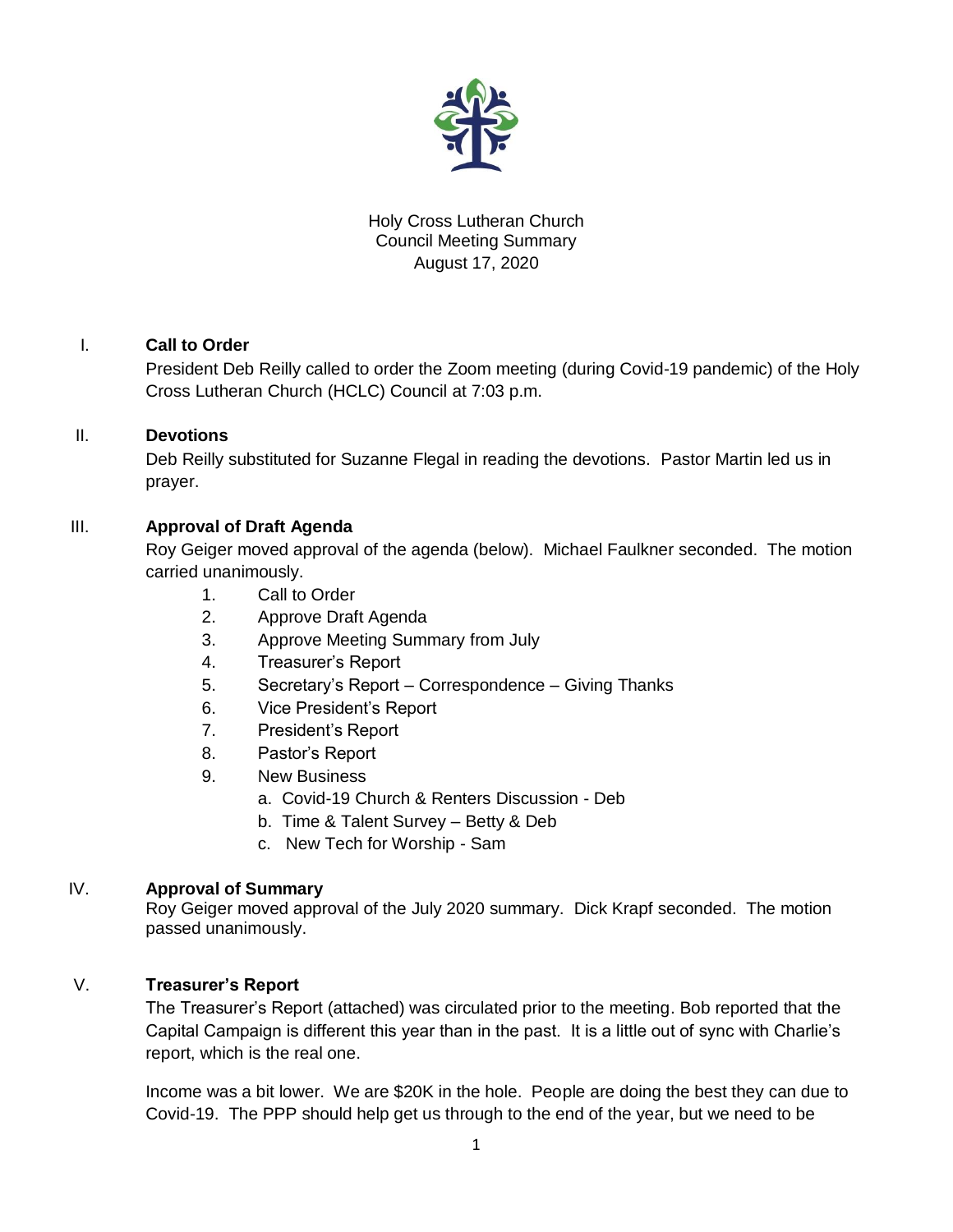Holy Cross Lutheran Church
Council Meeting Summary
August 17, 2020

## I. Call to Order

President Deb Reilly called to order the Zoom meeting (during Covid-19 pandemic) of the Holy Cross Lutheran Church (HCLC) Council at 7:03 p.m.

## II. Devotions

Deb Reilly substituted for Suzanne Flegal in reading the devotions. Pastor Martin led us in prayer.

## III. Approval of Draft Agenda

Roy Geiger moved approval of the agenda (below). Michael Faulkner seconded. The motion carried unanimously.

1. Call to Order
2. Approve Draft Agenda
3. Approve Meeting Summary from July
4. Treasurer's Report
5. Secretary's Report – Correspondence – Giving Thanks
6. Vice President's Report
7. President's Report
8. Pastor's Report
9. New Business
   a. Covid-19 Church & Renters Discussion - Deb
   b. Time & Talent Survey – Betty & Deb
   c. New Tech for Worship - Sam

## IV. Approval of Summary

Roy Geiger moved approval of the July 2020 summary. Dick Krapf seconded. The motion passed unanimously.

## V. Treasurer's Report

The Treasurer's Report (attached) was circulated prior to the meeting. Bob reported that the Capital Campaign is different this year than in the past. It is a little out of sync with Charlie's report, which is the real one.

Income was a bit lower. We are $20K in the hole. People are doing the best they can due to Covid-19. The PPP should help get us through to the end of the year, but we need to be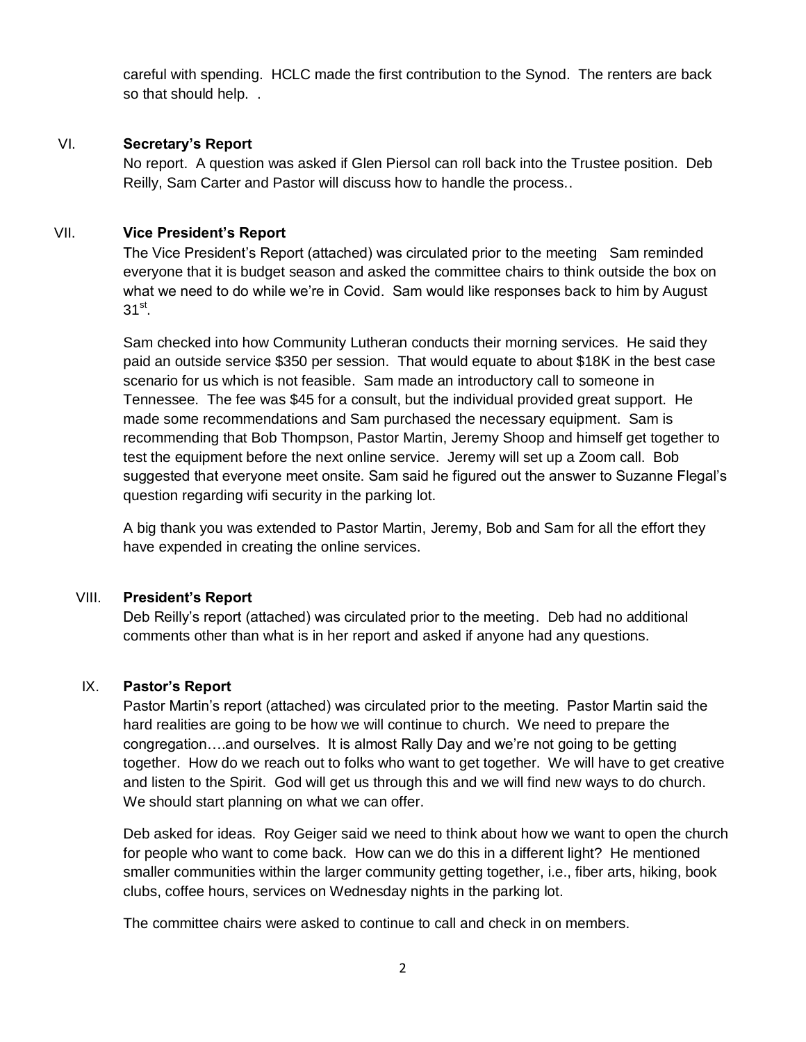careful with spending. HCLC made the first contribution to the Synod. The renters are back so that should help. .

## VI. Secretary's Report

No report. A question was asked if Glen Piersol can roll back into the Trustee position. Deb Reilly, Sam Carter and Pastor will discuss how to handle the process..

## VII. Vice President's Report

The Vice President's Report (attached) was circulated prior to the meeting Sam reminded everyone that it is budget season and asked the committee chairs to think outside the box on what we need to do while we're in Covid. Sam would like responses back to him by August 31st.

Sam checked into how Community Lutheran conducts their morning services. He said they paid an outside service $350 per session. That would equate to about $18K in the best case scenario for us which is not feasible. Sam made an introductory call to someone in Tennessee. The fee was $45 for a consult, but the individual provided great support. He made some recommendations and Sam purchased the necessary equipment. Sam is recommending that Bob Thompson, Pastor Martin, Jeremy Shoop and himself get together to test the equipment before the next online service. Jeremy will set up a Zoom call. Bob suggested that everyone meet onsite. Sam said he figured out the answer to Suzanne Flegal's question regarding wifi security in the parking lot.

A big thank you was extended to Pastor Martin, Jeremy, Bob and Sam for all the effort they have expended in creating the online services.

## VIII. President's Report

Deb Reilly's report (attached) was circulated prior to the meeting. Deb had no additional comments other than what is in her report and asked if anyone had any questions.

## IX. Pastor's Report

Pastor Martin's report (attached) was circulated prior to the meeting. Pastor Martin said the hard realities are going to be how we will continue to church. We need to prepare the congregation….and ourselves. It is almost Rally Day and we're not going to be getting together. How do we reach out to folks who want to get together. We will have to get creative and listen to the Spirit. God will get us through this and we will find new ways to do church. We should start planning on what we can offer.

Deb asked for ideas. Roy Geiger said we need to think about how we want to open the church for people who want to come back. How can we do this in a different light? He mentioned smaller communities within the larger community getting together, i.e., fiber arts, hiking, book clubs, coffee hours, services on Wednesday nights in the parking lot.

The committee chairs were asked to continue to call and check in on members.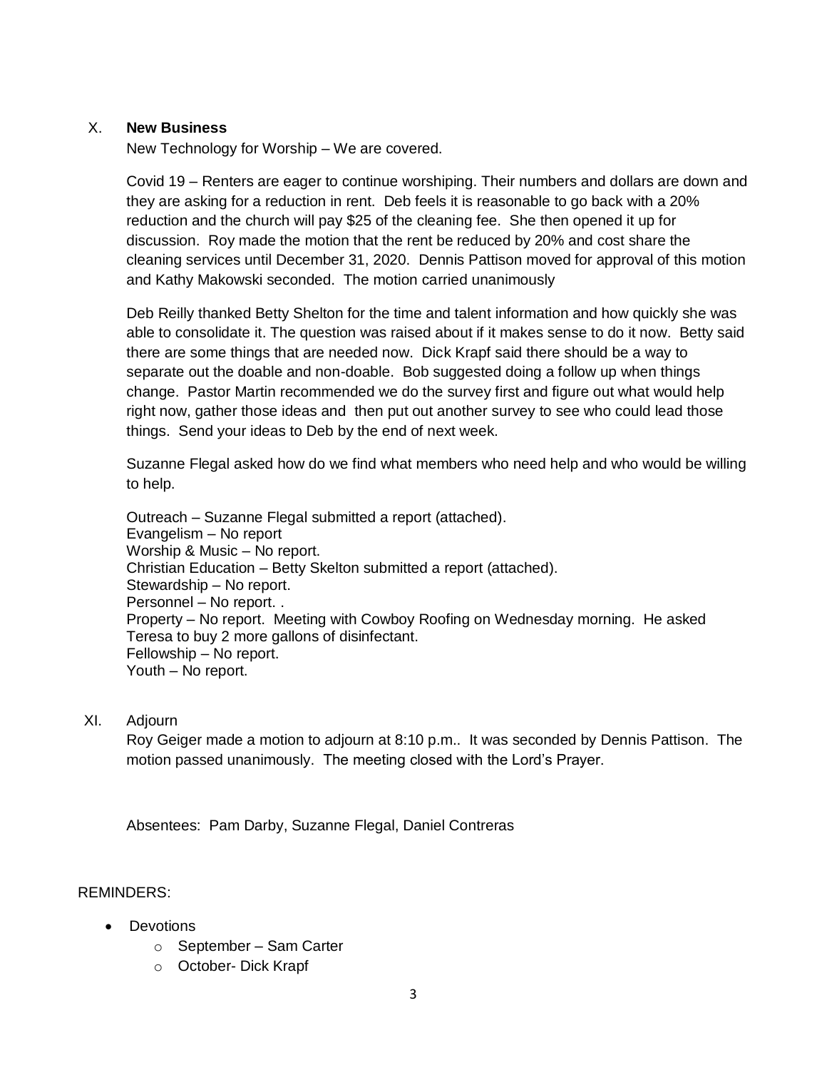X. **New Business**

New Technology for Worship – We are covered.

Covid 19 – Renters are eager to continue worshiping. Their numbers and dollars are down and they are asking for a reduction in rent. Deb feels it is reasonable to go back with a 20% reduction and the church will pay $25 of the cleaning fee. She then opened it up for discussion. Roy made the motion that the rent be reduced by 20% and cost share the cleaning services until December 31, 2020. Dennis Pattison moved for approval of this motion and Kathy Makowski seconded. The motion carried unanimously

Deb Reilly thanked Betty Shelton for the time and talent information and how quickly she was able to consolidate it. The question was raised about if it makes sense to do it now. Betty said there are some things that are needed now. Dick Krapf said there should be a way to separate out the doable and non-doable. Bob suggested doing a follow up when things change. Pastor Martin recommended we do the survey first and figure out what would help right now, gather those ideas and then put out another survey to see who could lead those things. Send your ideas to Deb by the end of next week.

Suzanne Flegal asked how do we find what members who need help and who would be willing to help.

Outreach – Suzanne Flegal submitted a report (attached).
Evangelism – No report
Worship & Music – No report.
Christian Education – Betty Skelton submitted a report (attached).
Stewardship – No report.
Personnel – No report. .
Property – No report. Meeting with Cowboy Roofing on Wednesday morning. He asked Teresa to buy 2 more gallons of disinfectant.
Fellowship – No report.
Youth – No report.

XI. Adjourn

Roy Geiger made a motion to adjourn at 8:10 p.m.. It was seconded by Dennis Pattison. The motion passed unanimously. The meeting closed with the Lord's Prayer.

Absentees: Pam Darby, Suzanne Flegal, Daniel Contreras

REMINDERS:

- Devotions
  - September – Sam Carter
  - October- Dick Krapf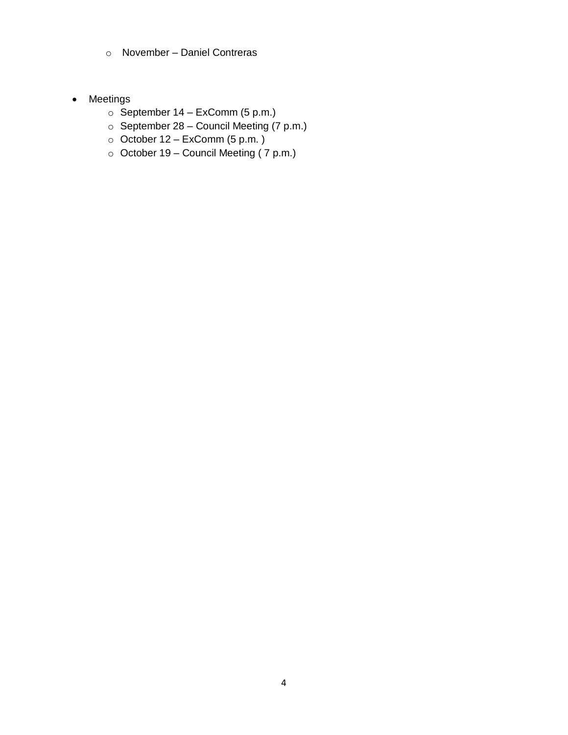- November – Daniel Contreras

- Meetings
  - September 14 – ExComm (5 p.m.)
  - September 28 – Council Meeting (7 p.m.)
  - October 12 – ExComm (5 p.m. )
  - October 19 – Council Meeting ( 7 p.m.)